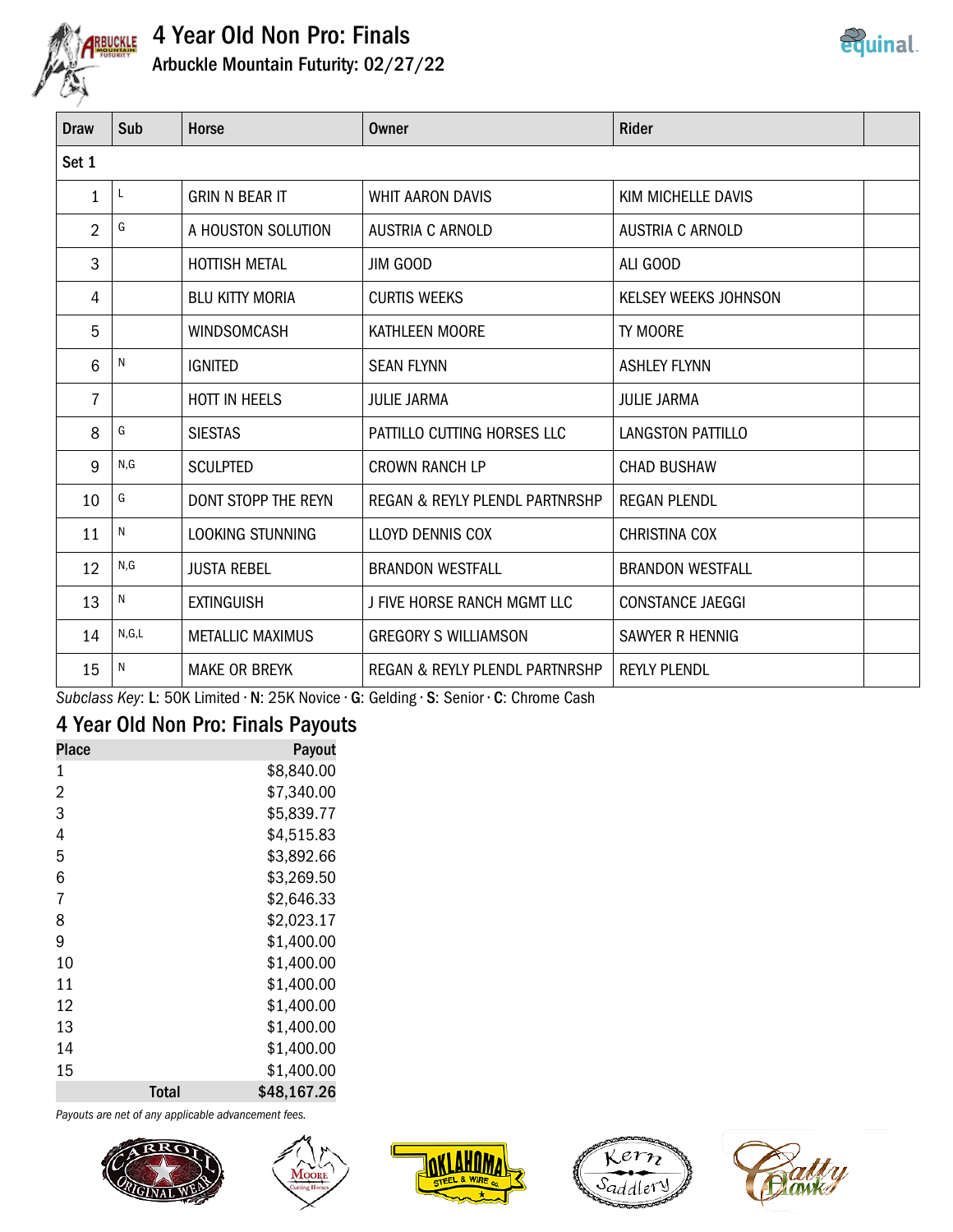# 4 Year Old Non Pro: Finals

Arbuckle Mountain Futurity: 02/27/22

| Draw | Sub | Horse | Owner | Rider | |
|---|---|---|---|---|---|
| Set 1 | | | | | |
| 1 | L | GRIN N BEAR IT | WHIT AARON DAVIS | KIM MICHELLE DAVIS | |
| 2 | G | A HOUSTON SOLUTION | AUSTRIA C ARNOLD | AUSTRIA C ARNOLD | |
| 3 | | HOTTISH METAL | JIM GOOD | ALI GOOD | |
| 4 | | BLU KITTY MORIA | CURTIS WEEKS | KELSEY WEEKS JOHNSON | |
| 5 | | WINDSOMCASH | KATHLEEN MOORE | TY MOORE | |
| 6 | N | IGNITED | SEAN FLYNN | ASHLEY FLYNN | |
| 7 | | HOTT IN HEELS | JULIE JARMA | JULIE JARMA | |
| 8 | G | SIESTAS | PATTILLO CUTTING HORSES LLC | LANGSTON PATTILLO | |
| 9 | N,G | SCULPTED | CROWN RANCH LP | CHAD BUSHAW | |
| 10 | G | DONT STOPP THE REYN | REGAN & REYLY PLENDL PARTNRSHP | REGAN PLENDL | |
| 11 | N | LOOKING STUNNING | LLOYD DENNIS COX | CHRISTINA COX | |
| 12 | N,G | JUSTA REBEL | BRANDON WESTFALL | BRANDON WESTFALL | |
| 13 | N | EXTINGUISH | J FIVE HORSE RANCH MGMT LLC | CONSTANCE JAEGGI | |
| 14 | N,G,L | METALLIC MAXIMUS | GREGORY S WILLIAMSON | SAWYER R HENNIG | |
| 15 | N | MAKE OR BREYK | REGAN & REYLY PLENDL PARTNRSHP | REYLY PLENDL | |

*Subclass Key*: **L**: 50K Limited · **N**: 25K Novice · **G**: Gelding · **S**: Senior · **C**: Chrome Cash

## 4 Year Old Non Pro: Finals Payouts

| Place | Payout |
|---|---|
| 1 | $8,840.00 |
| 2 | $7,340.00 |
| 3 | $5,839.77 |
| 4 | $4,515.83 |
| 5 | $3,892.66 |
| 6 | $3,269.50 |
| 7 | $2,646.33 |
| 8 | $2,023.17 |
| 9 | $1,400.00 |
| 10 | $1,400.00 |
| 11 | $1,400.00 |
| 12 | $1,400.00 |
| 13 | $1,400.00 |
| 14 | $1,400.00 |
| 15 | $1,400.00 |
| **Total** | **$48,167.26** |

*Payouts are net of any applicable advancement fees.*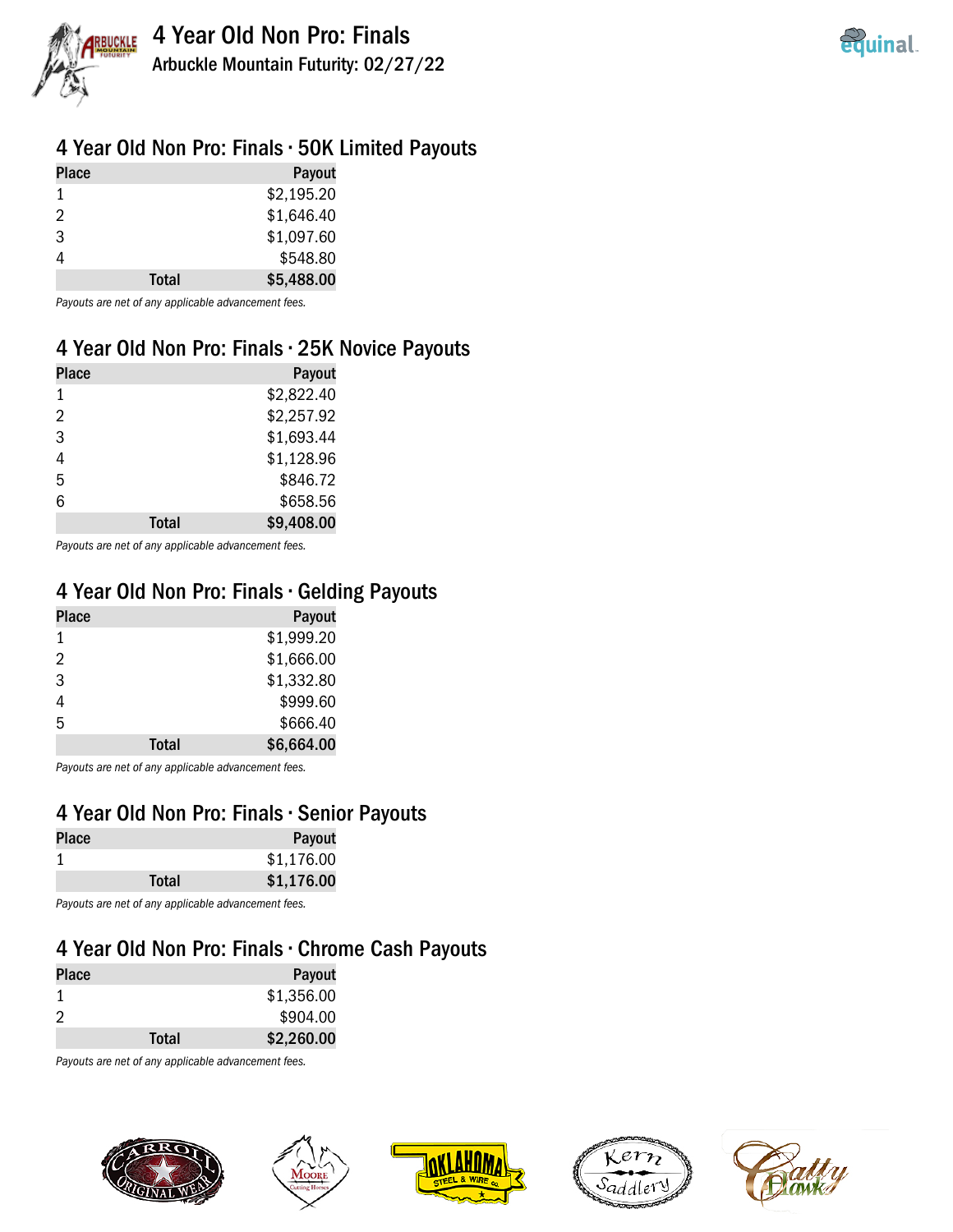# 4 Year Old Non Pro: Finals

Arbuckle Mountain Futurity: 02/27/22

## 4 Year Old Non Pro: Finals · 50K Limited Payouts

| Place | Payout |
|---|---|
| 1 | $2,195.20 |
| 2 | $1,646.40 |
| 3 | $1,097.60 |
| 4 | $548.80 |
| **Total** | **$5,488.00** |

*Payouts are net of any applicable advancement fees.*

## 4 Year Old Non Pro: Finals · 25K Novice Payouts

| Place | Payout |
|---|---|
| 1 | $2,822.40 |
| 2 | $2,257.92 |
| 3 | $1,693.44 |
| 4 | $1,128.96 |
| 5 | $846.72 |
| 6 | $658.56 |
| **Total** | **$9,408.00** |

*Payouts are net of any applicable advancement fees.*

## 4 Year Old Non Pro: Finals · Gelding Payouts

| Place | Payout |
|---|---|
| 1 | $1,999.20 |
| 2 | $1,666.00 |
| 3 | $1,332.80 |
| 4 | $999.60 |
| 5 | $666.40 |
| **Total** | **$6,664.00** |

*Payouts are net of any applicable advancement fees.*

## 4 Year Old Non Pro: Finals · Senior Payouts

| Place | Payout |
|---|---|
| 1 | $1,176.00 |
| **Total** | **$1,176.00** |

*Payouts are net of any applicable advancement fees.*

## 4 Year Old Non Pro: Finals · Chrome Cash Payouts

| Place | Payout |
|---|---|
| 1 | $1,356.00 |
| 2 | $904.00 |
| **Total** | **$2,260.00** |

*Payouts are net of any applicable advancement fees.*